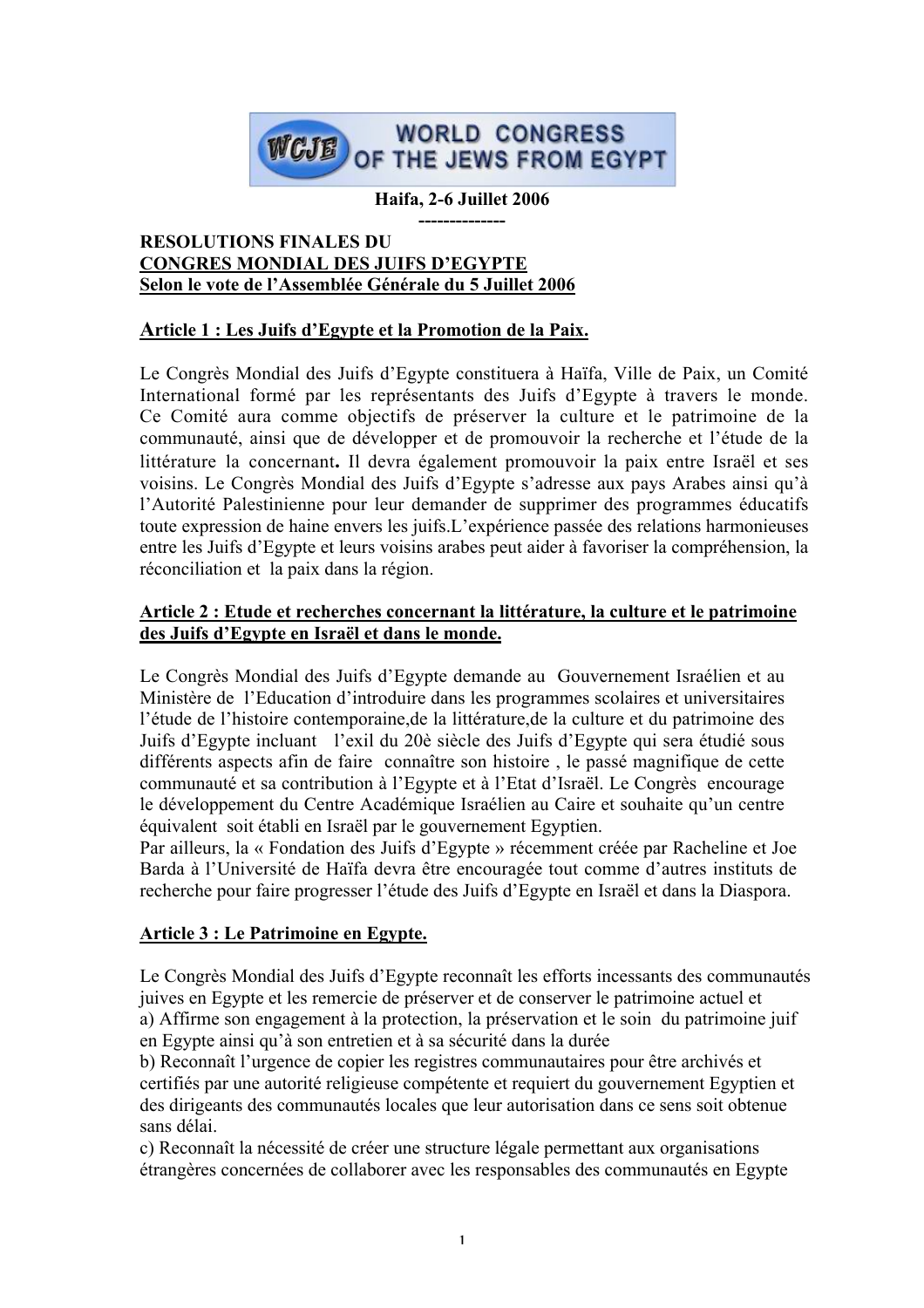**WORLD CONGRESS OF THE JEWS FROM EGYPT**

**Haifa, 2-6 Juillet 2006**

**--------------**

**RESOLUTIONS FINALES DU**
**CONGRES MONDIAL DES JUIFS D'EGYPTE**
**Selon le vote de l'Assemblée Générale du 5 Juillet 2006**

## Article 1 : Les Juifs d'Egypte et la Promotion de la Paix.

Le Congrès Mondial des Juifs d'Egypte constituera à Haïfa, Ville de Paix, un Comité International formé par les représentants des Juifs d'Egypte à travers le monde. Ce Comité aura comme objectifs de préserver la culture et le patrimoine de la communauté, ainsi que de développer et de promouvoir la recherche et l'étude de la littérature la concernant**.** Il devra également promouvoir la paix entre Israël et ses voisins. Le Congrès Mondial des Juifs d'Egypte s'adresse aux pays Arabes ainsi qu'à l'Autorité Palestinienne pour leur demander de supprimer des programmes éducatifs toute expression de haine envers les juifs.L'expérience passée des relations harmonieuses entre les Juifs d'Egypte et leurs voisins arabes peut aider à favoriser la compréhension, la réconciliation et la paix dans la région.

## Article 2 : Etude et recherches concernant la littérature, la culture et le patrimoine des Juifs d'Egypte en Israël et dans le monde.

Le Congrès Mondial des Juifs d'Egypte demande au Gouvernement Israélien et au Ministère de l'Education d'introduire dans les programmes scolaires et universitaires l'étude de l'histoire contemporaine,de la littérature,de la culture et du patrimoine des Juifs d'Egypte incluant l'exil du 20è siècle des Juifs d'Egypte qui sera étudié sous différents aspects afin de faire connaître son histoire , le passé magnifique de cette communauté et sa contribution à l'Egypte et à l'Etat d'Israël. Le Congrès encourage le développement du Centre Académique Israélien au Caire et souhaite qu'un centre équivalent soit établi en Israël par le gouvernement Egyptien.
Par ailleurs, la « Fondation des Juifs d'Egypte » récemment créée par Racheline et Joe Barda à l'Université de Haïfa devra être encouragée tout comme d'autres instituts de recherche pour faire progresser l'étude des Juifs d'Egypte en Israël et dans la Diaspora.

## Article 3 : Le Patrimoine en Egypte.

Le Congrès Mondial des Juifs d'Egypte reconnaît les efforts incessants des communautés juives en Egypte et les remercie de préserver et de conserver le patrimoine actuel et
a) Affirme son engagement à la protection, la préservation et le soin du patrimoine juif en Egypte ainsi qu'à son entretien et à sa sécurité dans la durée
b) Reconnaît l'urgence de copier les registres communautaires pour être archivés et certifiés par une autorité religieuse compétente et requiert du gouvernement Egyptien et des dirigeants des communautés locales que leur autorisation dans ce sens soit obtenue sans délai.
c) Reconnaît la nécessité de créer une structure légale permettant aux organisations étrangères concernées de collaborer avec les responsables des communautés en Egypte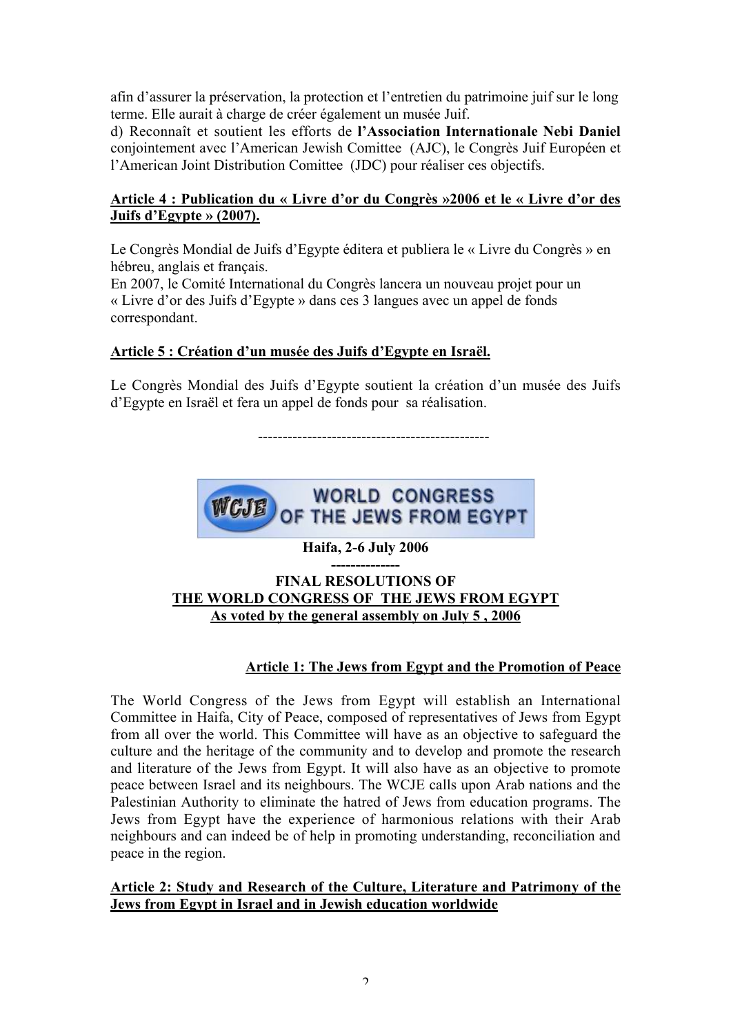afin d'assurer la préservation, la protection et l'entretien du patrimoine juif sur le long terme. Elle aurait à charge de créer également un musée Juif.

d) Reconnaît et soutient les efforts de **l'Association Internationale Nebi Daniel** conjointement avec l'American Jewish Comittee (AJC), le Congrès Juif Européen et l'American Joint Distribution Comittee (JDC) pour réaliser ces objectifs.

**Article 4 : Publication du « Livre d'or du Congrès »2006 et le « Livre d'or des Juifs d'Egypte » (2007).**

Le Congrès Mondial de Juifs d'Egypte éditera et publiera le « Livre du Congrès » en hébreu, anglais et français.

En 2007, le Comité International du Congrès lancera un nouveau projet pour un « Livre d'or des Juifs d'Egypte » dans ces 3 langues avec un appel de fonds correspondant.

**Article 5 : Création d'un musée des Juifs d'Egypte en Israël.**

Le Congrès Mondial des Juifs d'Egypte soutient la création d'un musée des Juifs d'Egypte en Israël et fera un appel de fonds pour sa réalisation.

-----------------------------------------------

WCJE WORLD CONGRESS OF THE JEWS FROM EGYPT

**Haifa, 2-6 July 2006**

**--------------**

**FINAL RESOLUTIONS OF THE WORLD CONGRESS OF THE JEWS FROM EGYPT**

**As voted by the general assembly on July 5 , 2006**

**Article 1: The Jews from Egypt and the Promotion of Peace**

The World Congress of the Jews from Egypt will establish an International Committee in Haifa, City of Peace, composed of representatives of Jews from Egypt from all over the world. This Committee will have as an objective to safeguard the culture and the heritage of the community and to develop and promote the research and literature of the Jews from Egypt. It will also have as an objective to promote peace between Israel and its neighbours. The WCJE calls upon Arab nations and the Palestinian Authority to eliminate the hatred of Jews from education programs. The Jews from Egypt have the experience of harmonious relations with their Arab neighbours and can indeed be of help in promoting understanding, reconciliation and peace in the region.

**Article 2: Study and Research of the Culture, Literature and Patrimony of the Jews from Egypt in Israel and in Jewish education worldwide**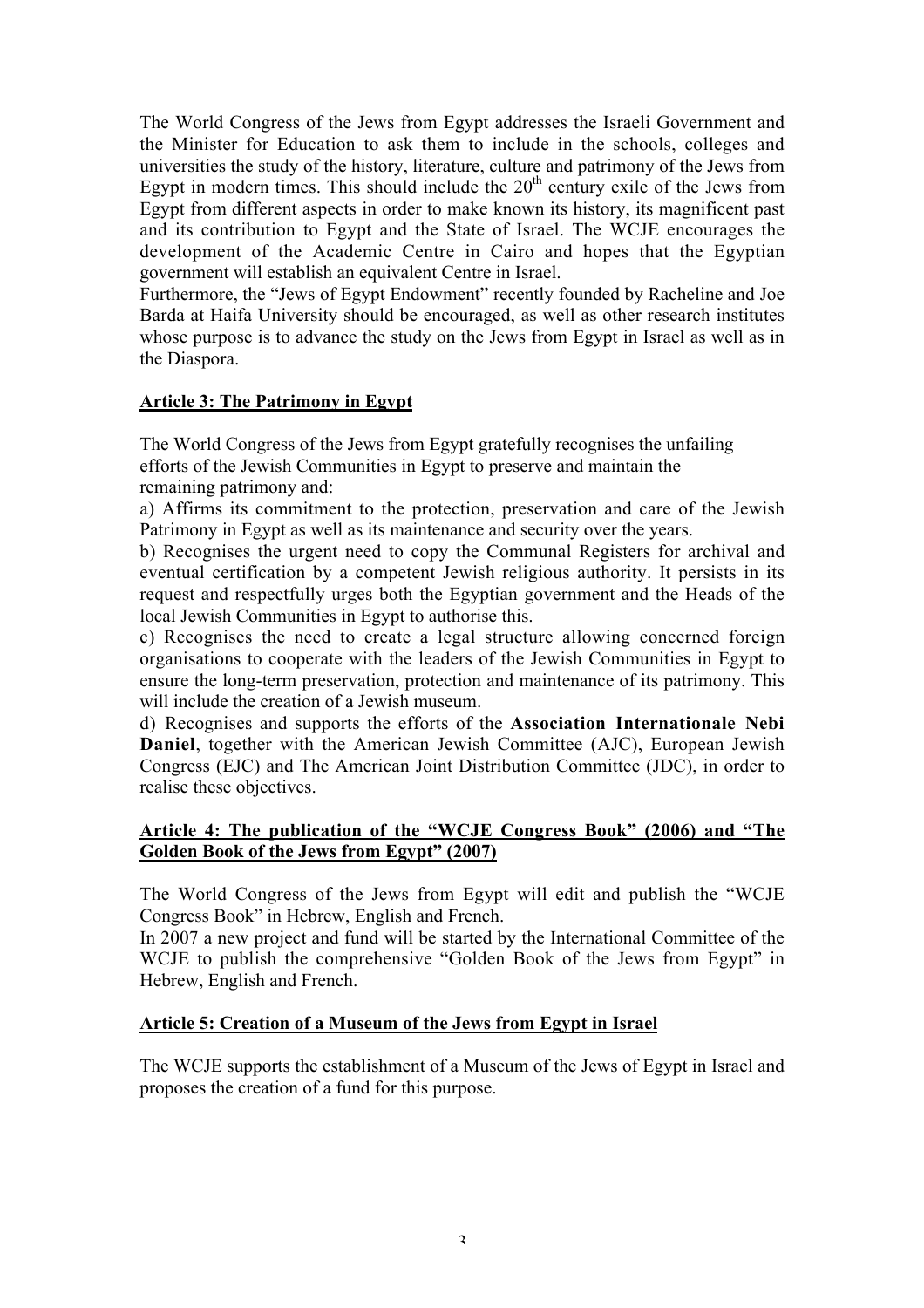The World Congress of the Jews from Egypt addresses the Israeli Government and the Minister for Education to ask them to include in the schools, colleges and universities the study of the history, literature, culture and patrimony of the Jews from Egypt in modern times. This should include the 20th century exile of the Jews from Egypt from different aspects in order to make known its history, its magnificent past and its contribution to Egypt and the State of Israel. The WCJE encourages the development of the Academic Centre in Cairo and hopes that the Egyptian government will establish an equivalent Centre in Israel.
Furthermore, the "Jews of Egypt Endowment" recently founded by Racheline and Joe Barda at Haifa University should be encouraged, as well as other research institutes whose purpose is to advance the study on the Jews from Egypt in Israel as well as in the Diaspora.

## Article 3: The Patrimony in Egypt

The World Congress of the Jews from Egypt gratefully recognises the unfailing efforts of the Jewish Communities in Egypt to preserve and maintain the remaining patrimony and:

a) Affirms its commitment to the protection, preservation and care of the Jewish Patrimony in Egypt as well as its maintenance and security over the years.

b) Recognises the urgent need to copy the Communal Registers for archival and eventual certification by a competent Jewish religious authority. It persists in its request and respectfully urges both the Egyptian government and the Heads of the local Jewish Communities in Egypt to authorise this.

c) Recognises the need to create a legal structure allowing concerned foreign organisations to cooperate with the leaders of the Jewish Communities in Egypt to ensure the long-term preservation, protection and maintenance of its patrimony. This will include the creation of a Jewish museum.

d) Recognises and supports the efforts of the **Association Internationale Nebi Daniel**, together with the American Jewish Committee (AJC), European Jewish Congress (EJC) and The American Joint Distribution Committee (JDC), in order to realise these objectives.

## Article 4: The publication of the "WCJE Congress Book" (2006) and "The Golden Book of the Jews from Egypt" (2007)

The World Congress of the Jews from Egypt will edit and publish the "WCJE Congress Book" in Hebrew, English and French.
In 2007 a new project and fund will be started by the International Committee of the WCJE to publish the comprehensive "Golden Book of the Jews from Egypt" in Hebrew, English and French.

## Article 5: Creation of a Museum of the Jews from Egypt in Israel

The WCJE supports the establishment of a Museum of the Jews of Egypt in Israel and proposes the creation of a fund for this purpose.